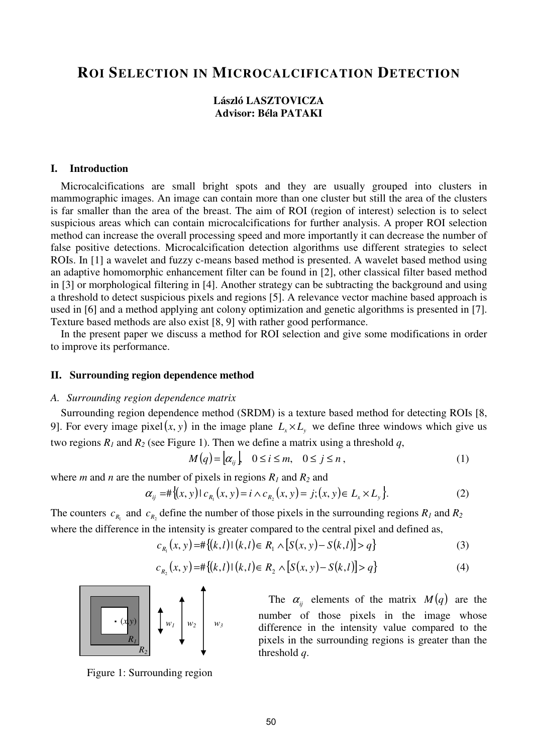# ROI SELECTION IN MICROCALCIFICATION DETECTION

**László LASZTOVICZA**
**Advisor: Béla PATAKI**

## I. Introduction

Microcalcifications are small bright spots and they are usually grouped into clusters in mammographic images. An image can contain more than one cluster but still the area of the clusters is far smaller than the area of the breast. The aim of ROI (region of interest) selection is to select suspicious areas which can contain microcalcifications for further analysis. A proper ROI selection method can increase the overall processing speed and more importantly it can decrease the number of false positive detections. Microcalcification detection algorithms use different strategies to select ROIs. In [1] a wavelet and fuzzy c-means based method is presented. A wavelet based method using an adaptive homomorphic enhancement filter can be found in [2], other classical filter based method in [3] or morphological filtering in [4]. Another strategy can be subtracting the background and using a threshold to detect suspicious pixels and regions [5]. A relevance vector machine based approach is used in [6] and a method applying ant colony optimization and genetic algorithms is presented in [7]. Texture based methods are also exist [8, 9] with rather good performance.

In the present paper we discuss a method for ROI selection and give some modifications in order to improve its performance.

## II. Surrounding region dependence method

### A. Surrounding region dependence matrix

Surrounding region dependence method (SRDM) is a texture based method for detecting ROIs [8, 9]. For every image pixel $(x, y)$ in the image plane $L_x \times L_y$ we define three windows which give us two regions $R_1$ and $R_2$ (see Figure 1). Then we define a matrix using a threshold $q$,

$$M(q) = \lfloor \alpha_{ij} \rfloor, \quad 0 \le i \le m, \quad 0 \le j \le n, \tag{1}$$

where $m$ and $n$ are the number of pixels in regions $R_1$ and $R_2$ and

$$\alpha_{ij} = \#\{(x, y) \mid c_{R_1}(x, y) = i \wedge c_{R_2}(x, y) = j; (x, y) \in L_x \times L_y\}. \tag{2}$$

The counters $c_{R_1}$ and $c_{R_2}$ define the number of those pixels in the surrounding regions $R_1$ and $R_2$ where the difference in the intensity is greater compared to the central pixel and defined as,

$$c_{R_1}(x, y) = \#\{(k,l) \mid (k,l) \in R_1 \wedge [S(x,y) - S(k,l)] > q\} \tag{3}$$

$$c_{R_2}(x, y) = \#\{(k,l) \mid (k,l) \in R_2 \wedge [S(x,y) - S(k,l)] > q\} \tag{4}$$

Figure 1: Surrounding region

The $\alpha_{ij}$ elements of the matrix $M(q)$ are the number of those pixels in the image whose difference in the intensity value compared to the pixels in the surrounding regions is greater than the threshold $q$.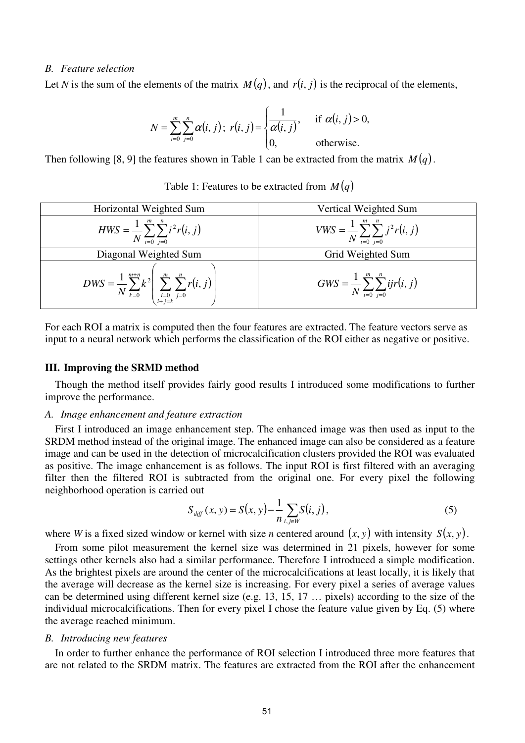### B. Feature selection

Let *N* is the sum of the elements of the matrix $M(q)$, and $r(i, j)$ is the reciprocal of the elements,

$$N = \sum_{i=0}^{m} \sum_{j=0}^{n} \alpha(i, j); \; r(i, j) = \begin{cases} \dfrac{1}{\alpha(i, j)}, & \text{if } \alpha(i, j) > 0, \\ 0, & \text{otherwise.} \end{cases}$$

Then following [8, 9] the features shown in Table 1 can be extracted from the matrix $M(q)$.

Table 1: Features to be extracted from $M(q)$

| Horizontal Weighted Sum | Vertical Weighted Sum |
|---|---|
| $HWS = \frac{1}{N} \sum_{i=0}^{m} \sum_{j=0}^{n} i^2 r(i, j)$ | $VWS = \frac{1}{N} \sum_{i=0}^{m} \sum_{j=0}^{n} j^2 r(i, j)$ |
| Diagonal Weighted Sum | Grid Weighted Sum |
| $DWS = \frac{1}{N} \sum_{k=0}^{m+n} k^2 \left( \sum_{\substack{i=0 \\ i+j=k}}^{m} \sum_{j=0}^{n} r(i, j) \right)$ | $GWS = \frac{1}{N} \sum_{i=0}^{m} \sum_{j=0}^{n} ij r(i, j)$ |

For each ROI a matrix is computed then the four features are extracted. The feature vectors serve as input to a neural network which performs the classification of the ROI either as negative or positive.

## III. Improving the SRMD method

Though the method itself provides fairly good results I introduced some modifications to further improve the performance.

### A. Image enhancement and feature extraction

First I introduced an image enhancement step. The enhanced image was then used as input to the SRDM method instead of the original image. The enhanced image can also be considered as a feature image and can be used in the detection of microcalcification clusters provided the ROI was evaluated as positive. The image enhancement is as follows. The input ROI is first filtered with an averaging filter then the filtered ROI is subtracted from the original one. For every pixel the following neighborhood operation is carried out

$$S_{diff}(x, y) = S(x, y) - \frac{1}{n} \sum_{i,j \in W} S(i, j), \tag{5}$$

where *W* is a fixed sized window or kernel with size *n* centered around $(x, y)$ with intensity $S(x, y)$.

From some pilot measurement the kernel size was determined in 21 pixels, however for some settings other kernels also had a similar performance. Therefore I introduced a simple modification. As the brightest pixels are around the center of the microcalcifications at least locally, it is likely that the average will decrease as the kernel size is increasing. For every pixel a series of average values can be determined using different kernel size (e.g. 13, 15, 17 … pixels) according to the size of the individual microcalcifications. Then for every pixel I chose the feature value given by Eq. (5) where the average reached minimum.

### B. Introducing new features

In order to further enhance the performance of ROI selection I introduced three more features that are not related to the SRDM matrix. The features are extracted from the ROI after the enhancement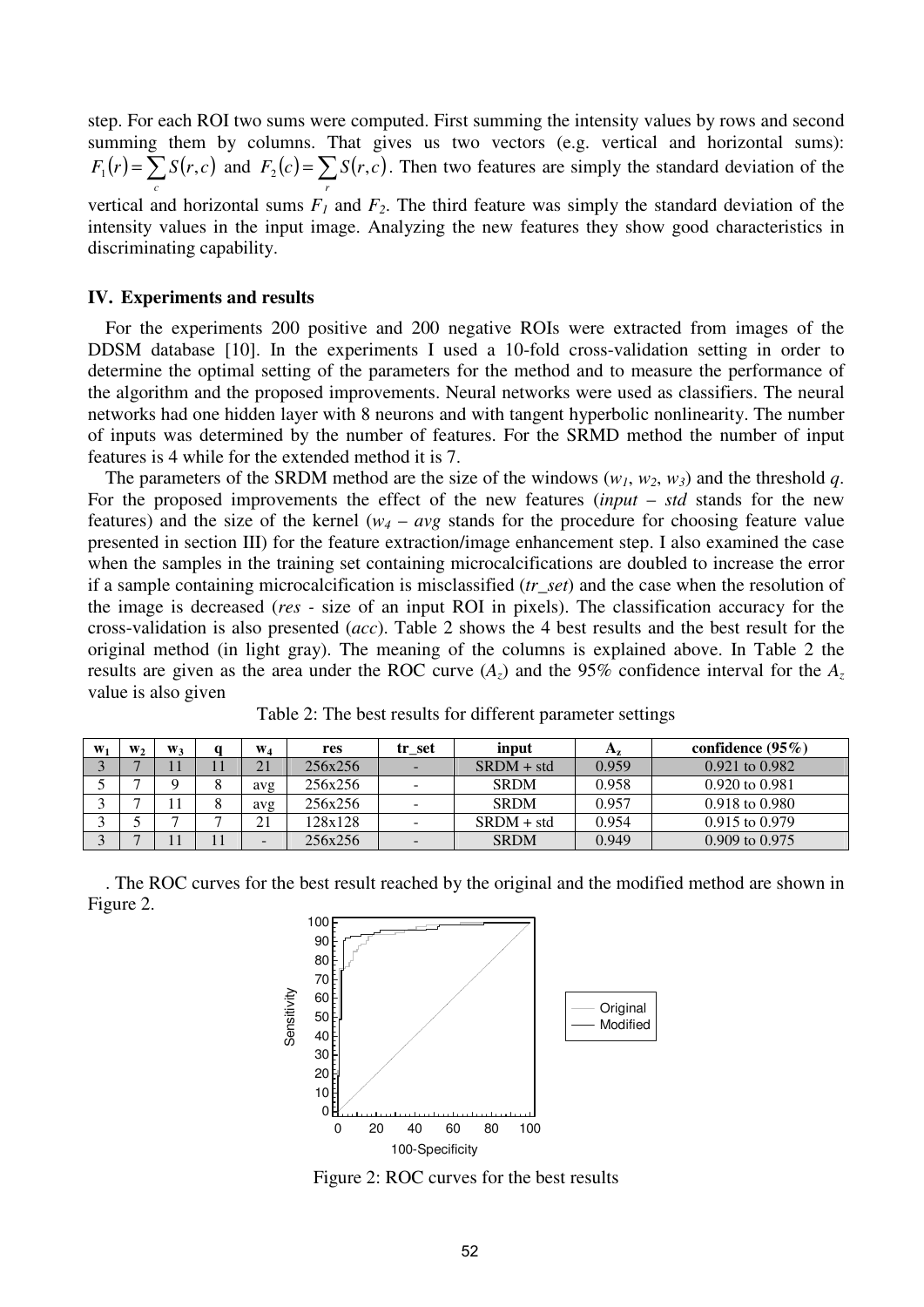step. For each ROI two sums were computed. First summing the intensity values by rows and second summing them by columns. That gives us two vectors (e.g. vertical and horizontal sums): $F_1(r) = \sum_c S(r,c)$ and $F_2(c) = \sum_r S(r,c)$. Then two features are simply the standard deviation of the vertical and horizontal sums $F_1$ and $F_2$. The third feature was simply the standard deviation of the intensity values in the input image. Analyzing the new features they show good characteristics in discriminating capability.

## IV. Experiments and results

For the experiments 200 positive and 200 negative ROIs were extracted from images of the DDSM database [10]. In the experiments I used a 10-fold cross-validation setting in order to determine the optimal setting of the parameters for the method and to measure the performance of the algorithm and the proposed improvements. Neural networks were used as classifiers. The neural networks had one hidden layer with 8 neurons and with tangent hyperbolic nonlinearity. The number of inputs was determined by the number of features. For the SRMD method the number of input features is 4 while for the extended method it is 7.

The parameters of the SRDM method are the size of the windows ($w_1$, $w_2$, $w_3$) and the threshold $q$. For the proposed improvements the effect of the new features (*input – std* stands for the new features) and the size of the kernel ($w_4$ – *avg* stands for the procedure for choosing feature value presented in section III) for the feature extraction/image enhancement step. I also examined the case when the samples in the training set containing microcalcifications are doubled to increase the error if a sample containing microcalcification is misclassified (*tr_set*) and the case when the resolution of the image is decreased (*res* - size of an input ROI in pixels). The classification accuracy for the cross-validation is also presented (*acc*). Table 2 shows the 4 best results and the best result for the original method (in light gray). The meaning of the columns is explained above. In Table 2 the results are given as the area under the ROC curve ($A_z$) and the 95% confidence interval for the $A_z$ value is also given

Table 2: The best results for different parameter settings

| $w_1$ | $w_2$ | $w_3$ | q | $w_4$ | res | tr_set | input | $A_z$ | confidence (95%) |
|---|---|---|---|---|---|---|---|---|---|
| 3 | 7 | 11 | 11 | 21 | 256x256 | - | SRDM + std | 0.959 | 0.921 to 0.982 |
| 5 | 7 | 9 | 8 | avg | 256x256 | - | SRDM | 0.958 | 0.920 to 0.981 |
| 3 | 7 | 11 | 8 | avg | 256x256 | - | SRDM | 0.957 | 0.918 to 0.980 |
| 3 | 5 | 7 | 7 | 21 | 128x128 | - | SRDM + std | 0.954 | 0.915 to 0.979 |
| 3 | 7 | 11 | 11 | - | 256x256 | - | SRDM | 0.949 | 0.909 to 0.975 |

. The ROC curves for the best result reached by the original and the modified method are shown in Figure 2.

Figure 2: ROC curves for the best results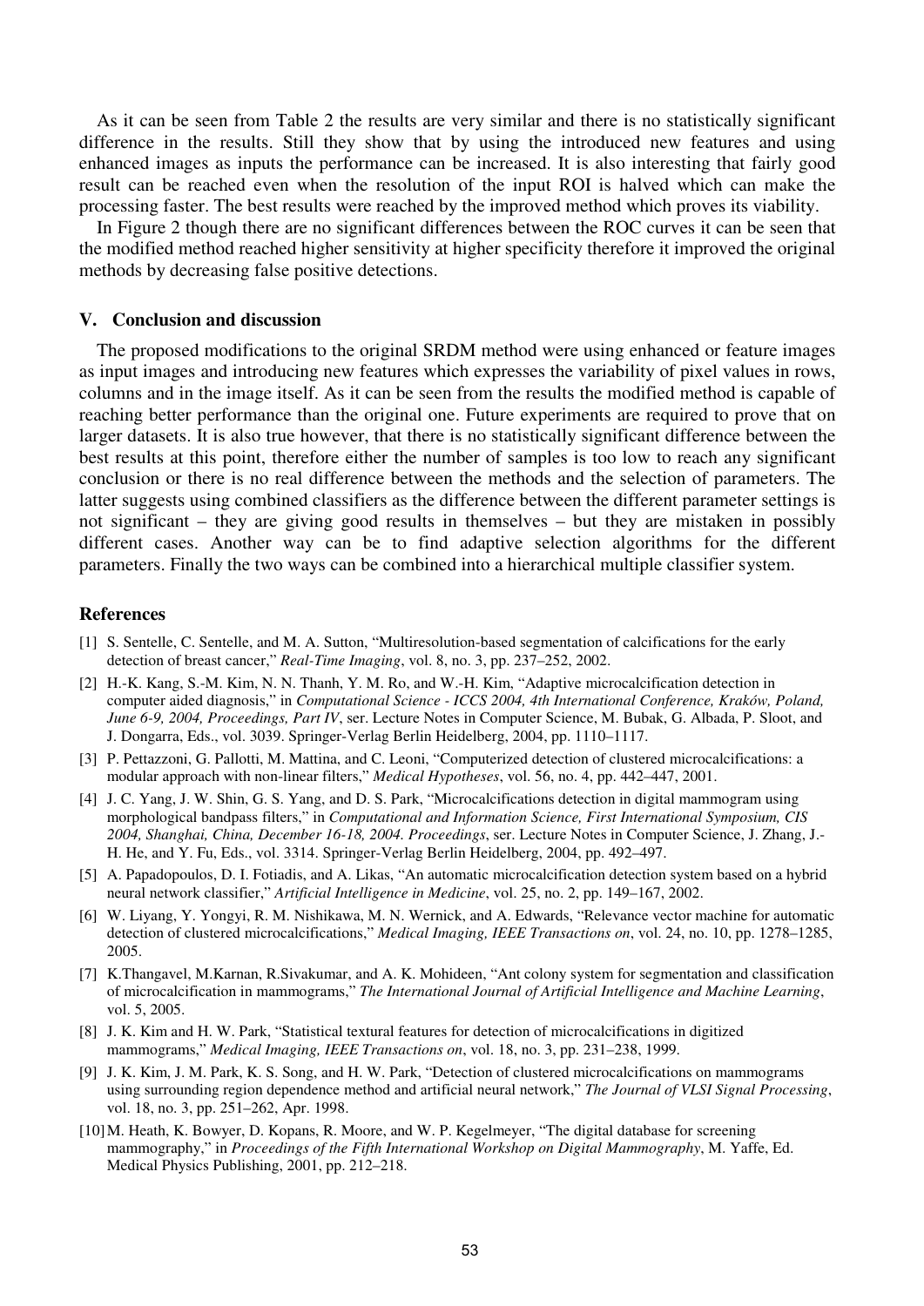As it can be seen from Table 2 the results are very similar and there is no statistically significant difference in the results. Still they show that by using the introduced new features and using enhanced images as inputs the performance can be increased. It is also interesting that fairly good result can be reached even when the resolution of the input ROI is halved which can make the processing faster. The best results were reached by the improved method which proves its viability.

In Figure 2 though there are no significant differences between the ROC curves it can be seen that the modified method reached higher sensitivity at higher specificity therefore it improved the original methods by decreasing false positive detections.

## V. Conclusion and discussion

The proposed modifications to the original SRDM method were using enhanced or feature images as input images and introducing new features which expresses the variability of pixel values in rows, columns and in the image itself. As it can be seen from the results the modified method is capable of reaching better performance than the original one. Future experiments are required to prove that on larger datasets. It is also true however, that there is no statistically significant difference between the best results at this point, therefore either the number of samples is too low to reach any significant conclusion or there is no real difference between the methods and the selection of parameters. The latter suggests using combined classifiers as the difference between the different parameter settings is not significant – they are giving good results in themselves – but they are mistaken in possibly different cases. Another way can be to find adaptive selection algorithms for the different parameters. Finally the two ways can be combined into a hierarchical multiple classifier system.

## References

[1] S. Sentelle, C. Sentelle, and M. A. Sutton, "Multiresolution-based segmentation of calcifications for the early detection of breast cancer," *Real-Time Imaging*, vol. 8, no. 3, pp. 237–252, 2002.

[2] H.-K. Kang, S.-M. Kim, N. N. Thanh, Y. M. Ro, and W.-H. Kim, "Adaptive microcalcification detection in computer aided diagnosis," in *Computational Science - ICCS 2004, 4th International Conference, Kraków, Poland, June 6-9, 2004, Proceedings, Part IV*, ser. Lecture Notes in Computer Science, M. Bubak, G. Albada, P. Sloot, and J. Dongarra, Eds., vol. 3039. Springer-Verlag Berlin Heidelberg, 2004, pp. 1110–1117.

[3] P. Pettazzoni, G. Pallotti, M. Mattina, and C. Leoni, "Computerized detection of clustered microcalcifications: a modular approach with non-linear filters," *Medical Hypotheses*, vol. 56, no. 4, pp. 442–447, 2001.

[4] J. C. Yang, J. W. Shin, G. S. Yang, and D. S. Park, "Microcalcifications detection in digital mammogram using morphological bandpass filters," in *Computational and Information Science, First International Symposium, CIS 2004, Shanghai, China, December 16-18, 2004. Proceedings*, ser. Lecture Notes in Computer Science, J. Zhang, J.-H. He, and Y. Fu, Eds., vol. 3314. Springer-Verlag Berlin Heidelberg, 2004, pp. 492–497.

[5] A. Papadopoulos, D. I. Fotiadis, and A. Likas, "An automatic microcalcification detection system based on a hybrid neural network classifier," *Artificial Intelligence in Medicine*, vol. 25, no. 2, pp. 149–167, 2002.

[6] W. Liyang, Y. Yongyi, R. M. Nishikawa, M. N. Wernick, and A. Edwards, "Relevance vector machine for automatic detection of clustered microcalcifications," *Medical Imaging, IEEE Transactions on*, vol. 24, no. 10, pp. 1278–1285, 2005.

[7] K.Thangavel, M.Karnan, R.Sivakumar, and A. K. Mohideen, "Ant colony system for segmentation and classification of microcalcification in mammograms," *The International Journal of Artificial Intelligence and Machine Learning*, vol. 5, 2005.

[8] J. K. Kim and H. W. Park, "Statistical textural features for detection of microcalcifications in digitized mammograms," *Medical Imaging, IEEE Transactions on*, vol. 18, no. 3, pp. 231–238, 1999.

[9] J. K. Kim, J. M. Park, K. S. Song, and H. W. Park, "Detection of clustered microcalcifications on mammograms using surrounding region dependence method and artificial neural network," *The Journal of VLSI Signal Processing*, vol. 18, no. 3, pp. 251–262, Apr. 1998.

[10] M. Heath, K. Bowyer, D. Kopans, R. Moore, and W. P. Kegelmeyer, "The digital database for screening mammography," in *Proceedings of the Fifth International Workshop on Digital Mammography*, M. Yaffe, Ed. Medical Physics Publishing, 2001, pp. 212–218.